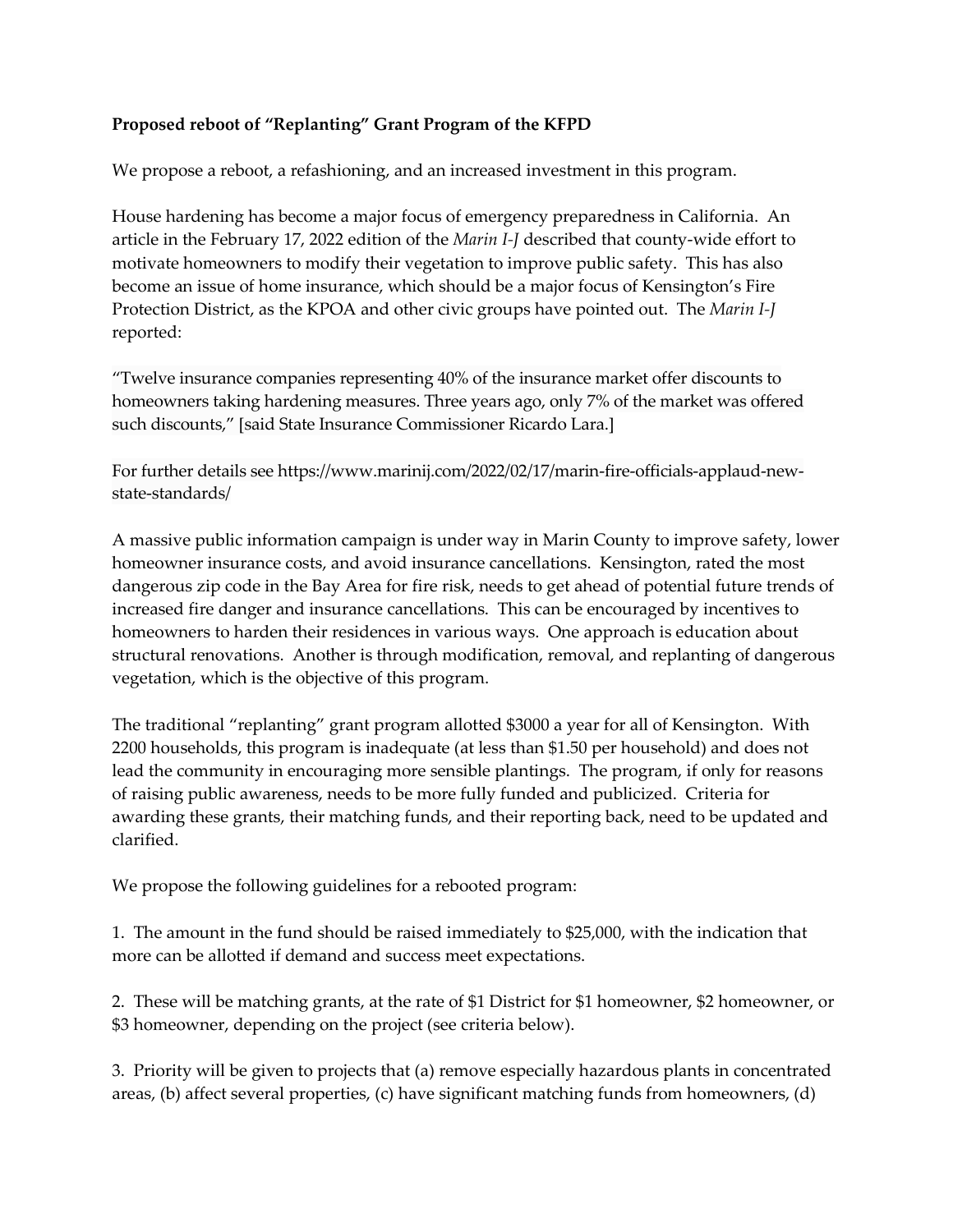**Proposed reboot of "Replanting" Grant Program of the KFPD**

We propose a reboot, a refashioning, and an increased investment in this program.

House hardening has become a major focus of emergency preparedness in California. An article in the February 17, 2022 edition of the *Marin I-J* described that county-wide effort to motivate homeowners to modify their vegetation to improve public safety. This has also become an issue of home insurance, which should be a major focus of Kensington's Fire Protection District, as the KPOA and other civic groups have pointed out. The *Marin I-J* reported:

"Twelve insurance companies representing 40% of the insurance market offer discounts to homeowners taking hardening measures. Three years ago, only 7% of the market was offered such discounts," [said State Insurance Commissioner Ricardo Lara.]

For further details see https://www.marinij.com/2022/02/17/marin-fire-officials-applaud-new-state-standards/

A massive public information campaign is under way in Marin County to improve safety, lower homeowner insurance costs, and avoid insurance cancellations. Kensington, rated the most dangerous zip code in the Bay Area for fire risk, needs to get ahead of potential future trends of increased fire danger and insurance cancellations. This can be encouraged by incentives to homeowners to harden their residences in various ways. One approach is education about structural renovations. Another is through modification, removal, and replanting of dangerous vegetation, which is the objective of this program.

The traditional "replanting" grant program allotted $3000 a year for all of Kensington. With 2200 households, this program is inadequate (at less than $1.50 per household) and does not lead the community in encouraging more sensible plantings. The program, if only for reasons of raising public awareness, needs to be more fully funded and publicized. Criteria for awarding these grants, their matching funds, and their reporting back, need to be updated and clarified.

We propose the following guidelines for a rebooted program:

1. The amount in the fund should be raised immediately to $25,000, with the indication that more can be allotted if demand and success meet expectations.

2. These will be matching grants, at the rate of $1 District for $1 homeowner, $2 homeowner, or $3 homeowner, depending on the project (see criteria below).

3. Priority will be given to projects that (a) remove especially hazardous plants in concentrated areas, (b) affect several properties, (c) have significant matching funds from homeowners, (d)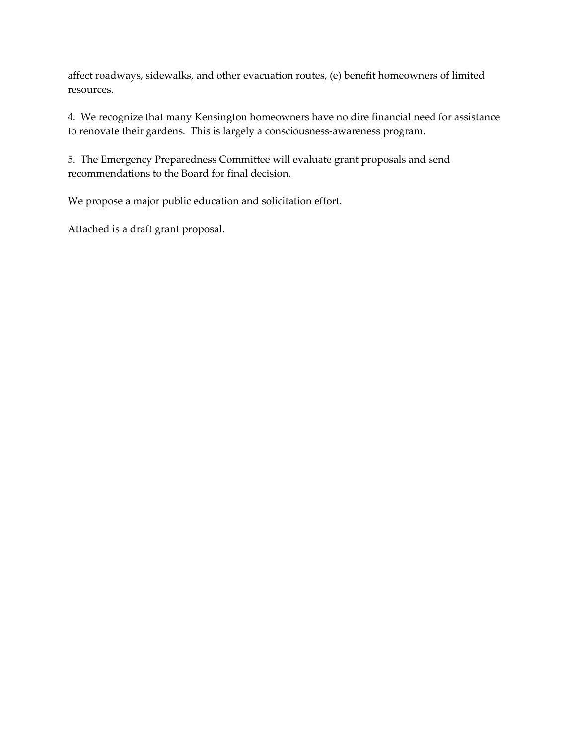affect roadways, sidewalks, and other evacuation routes, (e) benefit homeowners of limited resources.

4. We recognize that many Kensington homeowners have no dire financial need for assistance to renovate their gardens. This is largely a consciousness-awareness program.

5. The Emergency Preparedness Committee will evaluate grant proposals and send recommendations to the Board for final decision.

We propose a major public education and solicitation effort.

Attached is a draft grant proposal.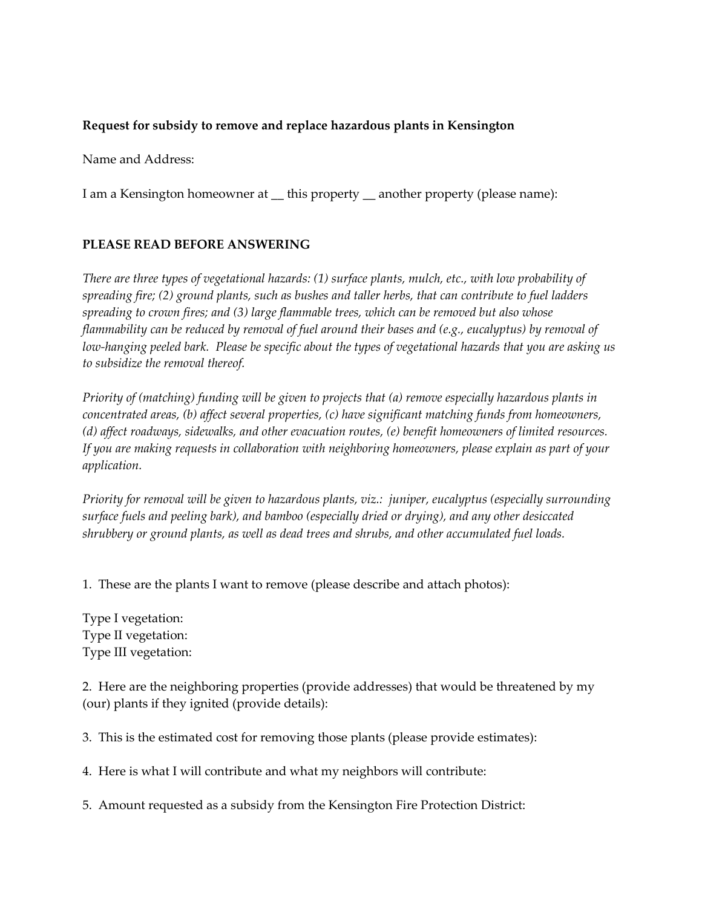**Request for subsidy to remove and replace hazardous plants in Kensington**

Name and Address:

I am a Kensington homeowner at __ this property __ another property (please name):

**PLEASE READ BEFORE ANSWERING**

*There are three types of vegetational hazards: (1) surface plants, mulch, etc., with low probability of spreading fire; (2) ground plants, such as bushes and taller herbs, that can contribute to fuel ladders spreading to crown fires; and (3) large flammable trees, which can be removed but also whose flammability can be reduced by removal of fuel around their bases and (e.g., eucalyptus) by removal of low-hanging peeled bark. Please be specific about the types of vegetational hazards that you are asking us to subsidize the removal thereof.*

*Priority of (matching) funding will be given to projects that (a) remove especially hazardous plants in concentrated areas, (b) affect several properties, (c) have significant matching funds from homeowners, (d) affect roadways, sidewalks, and other evacuation routes, (e) benefit homeowners of limited resources. If you are making requests in collaboration with neighboring homeowners, please explain as part of your application.*

*Priority for removal will be given to hazardous plants, viz.: juniper, eucalyptus (especially surrounding surface fuels and peeling bark), and bamboo (especially dried or drying), and any other desiccated shrubbery or ground plants, as well as dead trees and shrubs, and other accumulated fuel loads.*

1. These are the plants I want to remove (please describe and attach photos):

Type I vegetation:
Type II vegetation:
Type III vegetation:

2. Here are the neighboring properties (provide addresses) that would be threatened by my (our) plants if they ignited (provide details):

3. This is the estimated cost for removing those plants (please provide estimates):

4. Here is what I will contribute and what my neighbors will contribute:

5. Amount requested as a subsidy from the Kensington Fire Protection District: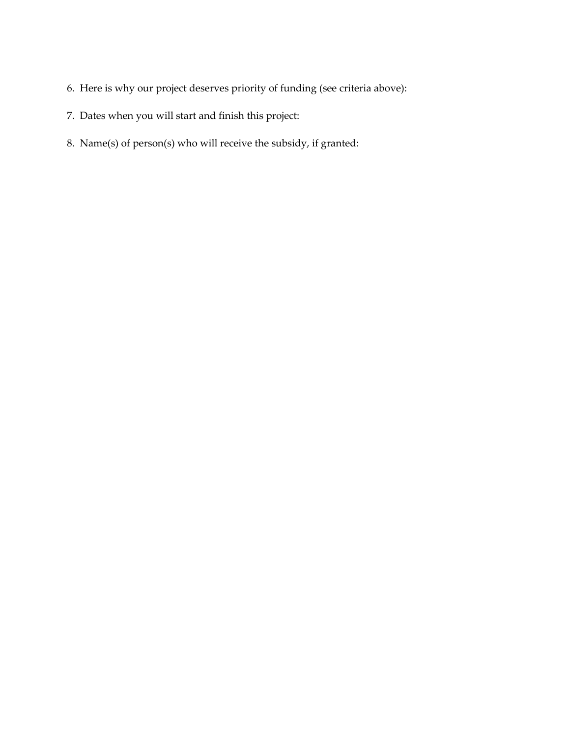6. Here is why our project deserves priority of funding (see criteria above):

7. Dates when you will start and finish this project:

8. Name(s) of person(s) who will receive the subsidy, if granted: